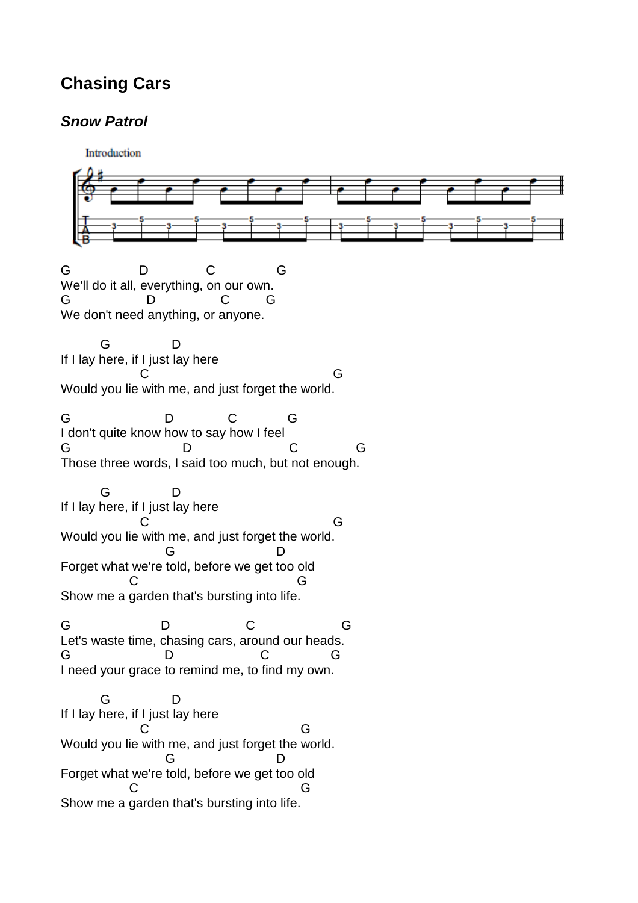# Chasing Cars

## *Snow Patrol*

Introduction

```
T|-3---5---3---5---3---5---3---5---|-3---5---3---5---3---5---3---5---||
A|
B|
```

```
G              D              C              G
We'll do it all, everything, on our own.
G                D                C        G
We don't need anything, or anyone.


        G              D
If I lay here, if I just lay here
                C                                            G
Would you lie with me, and just forget the world.

G                        D             C            G
I don't quite know how to say how I feel
G                            D                        C              G
Those three words, I said too much, but not enough.

        G              D
If I lay here, if I just lay here
                C                                            G
Would you lie with me, and just forget the world.
                     G                        D
Forget what we're told, before we get too old
              C                                   G
Show me a garden that's bursting into life.

G                      D                 C                    G
Let's waste time, chasing cars, around our heads.
G                       D                  C              G
I need your grace to remind me, to find my own.

        G              D
If I lay here, if I just lay here
                C                                     G
Would you lie with me, and just forget the world.
                     G                        D
Forget what we're told, before we get too old
              C                                    G
Show me a garden that's bursting into life.
```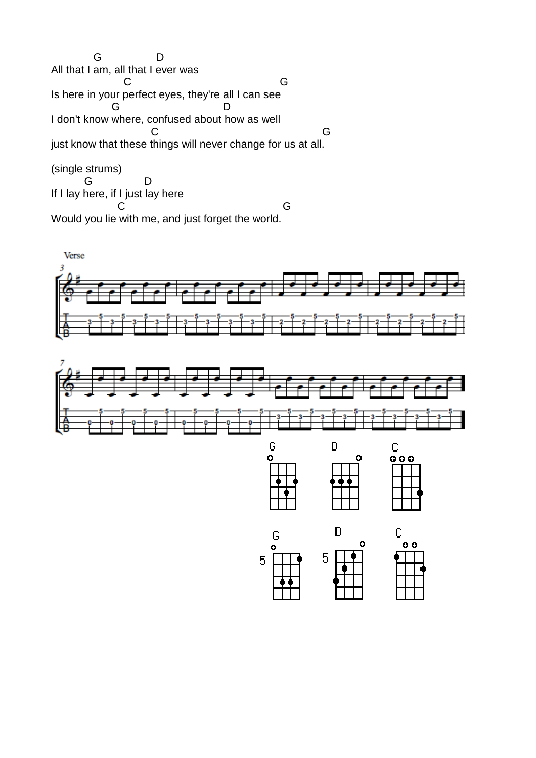```
             G                D
All that I am, all that I ever was
                   C                                         G
Is here in your perfect eyes, they're all I can see
                G                              D
I don't know where, confused about how as well
                           C                                           G
just know that these things will never change for us at all.
```

(single strums)

```
          G              D
If I lay here, if I just lay here
                 C                                           G
Would you lie with me, and just forget the world.
```

Verse

3

7

G

D

C

G

5

D

5

C